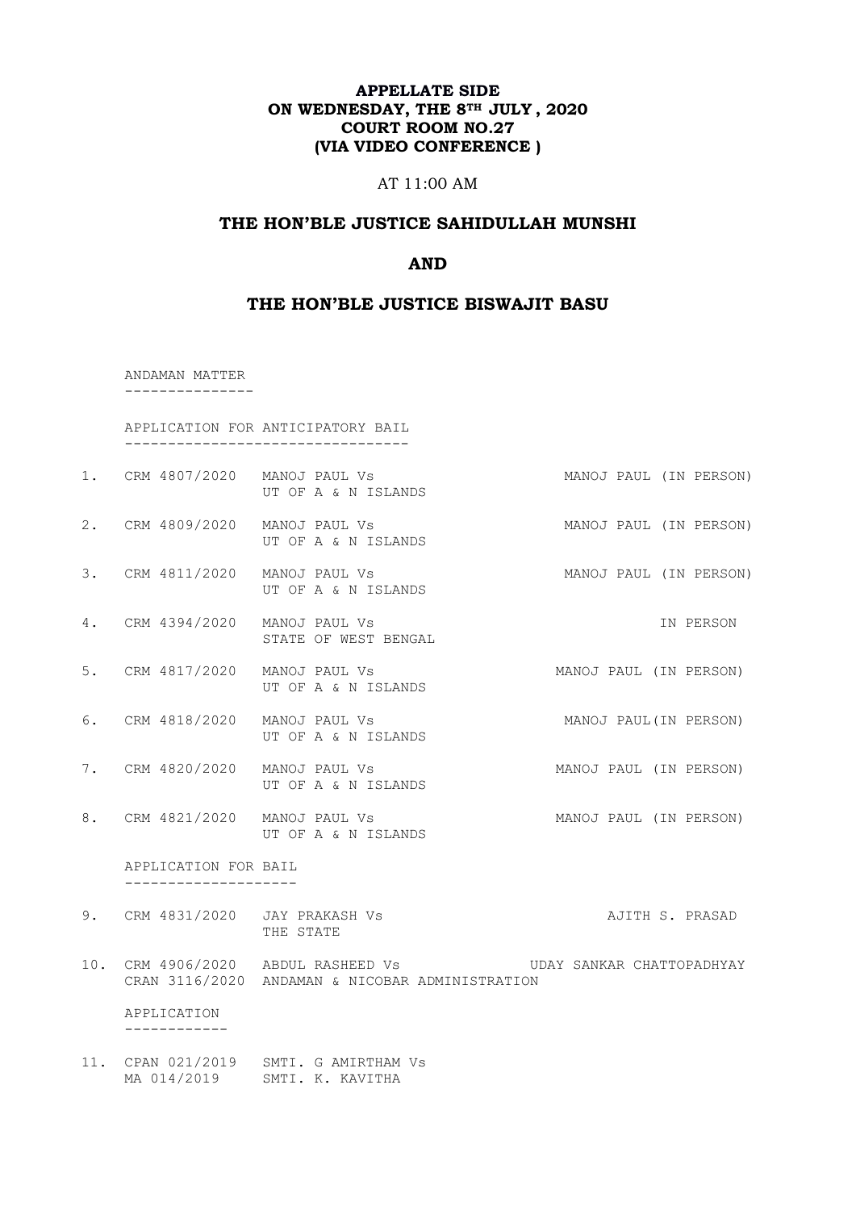**APPELLATE SIDE**
**ON WEDNESDAY, THE 8TH JULY , 2020**
**COURT ROOM NO.27**
**(VIA VIDEO CONFERENCE )**

AT 11:00 AM

## THE HON'BLE JUSTICE SAHIDULLAH MUNSHI

## AND

## THE HON'BLE JUSTICE BISWAJIT BASU

ANDAMAN MATTER
---------------

APPLICATION FOR ANTICIPATORY BAIL
---------------------------------

| No. | Case No. | Parties | Advocate |
|---|---|---|---|
| 1. | CRM 4807/2020 | MANOJ PAUL Vs<br>UT OF A & N ISLANDS | MANOJ PAUL (IN PERSON) |
| 2. | CRM 4809/2020 | MANOJ PAUL Vs<br>UT OF A & N ISLANDS | MANOJ PAUL (IN PERSON) |
| 3. | CRM 4811/2020 | MANOJ PAUL Vs<br>UT OF A & N ISLANDS | MANOJ PAUL (IN PERSON) |
| 4. | CRM 4394/2020 | MANOJ PAUL Vs<br>STATE OF WEST BENGAL | IN PERSON |
| 5. | CRM 4817/2020 | MANOJ PAUL Vs<br>UT OF A & N ISLANDS | MANOJ PAUL (IN PERSON) |
| 6. | CRM 4818/2020 | MANOJ PAUL Vs<br>UT OF A & N ISLANDS | MANOJ PAUL(IN PERSON) |
| 7. | CRM 4820/2020 | MANOJ PAUL Vs<br>UT OF A & N ISLANDS | MANOJ PAUL (IN PERSON) |
| 8. | CRM 4821/2020 | MANOJ PAUL Vs<br>UT OF A & N ISLANDS | MANOJ PAUL (IN PERSON) |

APPLICATION FOR BAIL
--------------------

| No. | Case No. | Parties | Advocate |
|---|---|---|---|
| 9. | CRM 4831/2020 | JAY PRAKASH Vs<br>THE STATE | AJITH S. PRASAD |
| 10. | CRM 4906/2020<br>CRAN 3116/2020 | ABDUL RASHEED Vs<br>ANDAMAN & NICOBAR ADMINISTRATION | UDAY SANKAR CHATTOPADHYAY |

APPLICATION
-----------

| No. | Case No. | Parties | Advocate |
|---|---|---|---|
| 11. | CPAN 021/2019<br>MA 014/2019 | SMTI. G AMIRTHAM Vs<br>SMTI. K. KAVITHA | |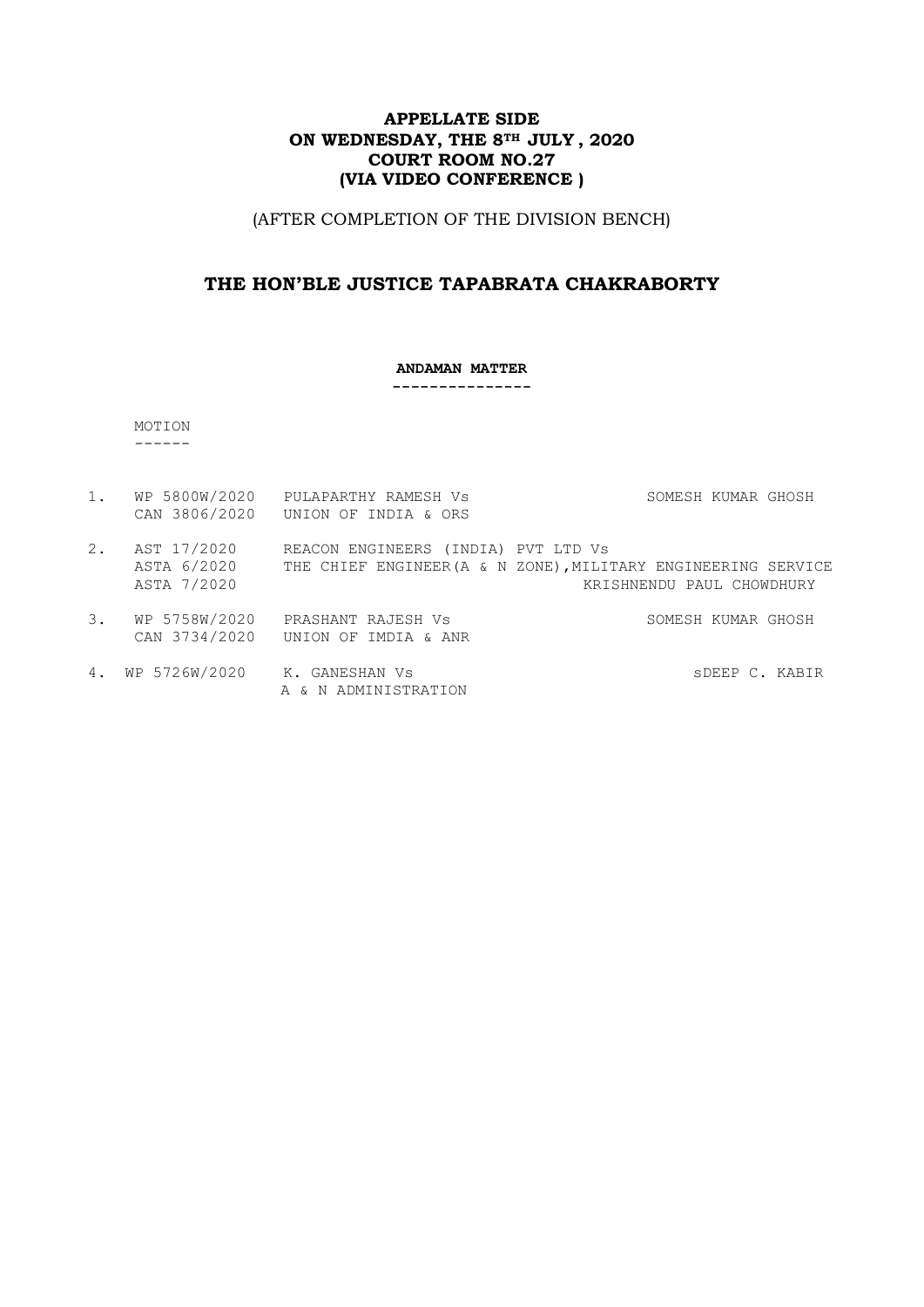**APPELLATE SIDE**
**ON WEDNESDAY, THE 8TH JULY , 2020**
**COURT ROOM NO.27**
**(VIA VIDEO CONFERENCE )**

(AFTER COMPLETION OF THE DIVISION BENCH)

## THE HON'BLE JUSTICE TAPABRATA CHAKRABORTY

**ANDAMAN MATTER**
---------------

MOTION
------

| | | | |
|---|---|---|---|
| 1. | WP 5800W/2020<br>CAN 3806/2020 | PULAPARTHY RAMESH Vs<br>UNION OF INDIA & ORS | SOMESH KUMAR GHOSH |
| 2. | AST 17/2020<br>ASTA 6/2020<br>ASTA 7/2020 | REACON ENGINEERS (INDIA) PVT LTD Vs<br>THE CHIEF ENGINEER(A & N ZONE),MILITARY ENGINEERING SERVICE | KRISHNENDU PAUL CHOWDHURY |
| 3. | WP 5758W/2020<br>CAN 3734/2020 | PRASHANT RAJESH Vs<br>UNION OF IMDIA & ANR | SOMESH KUMAR GHOSH |
| 4. | WP 5726W/2020 | K. GANESHAN Vs<br>A & N ADMINISTRATION | sDEEP C. KABIR |